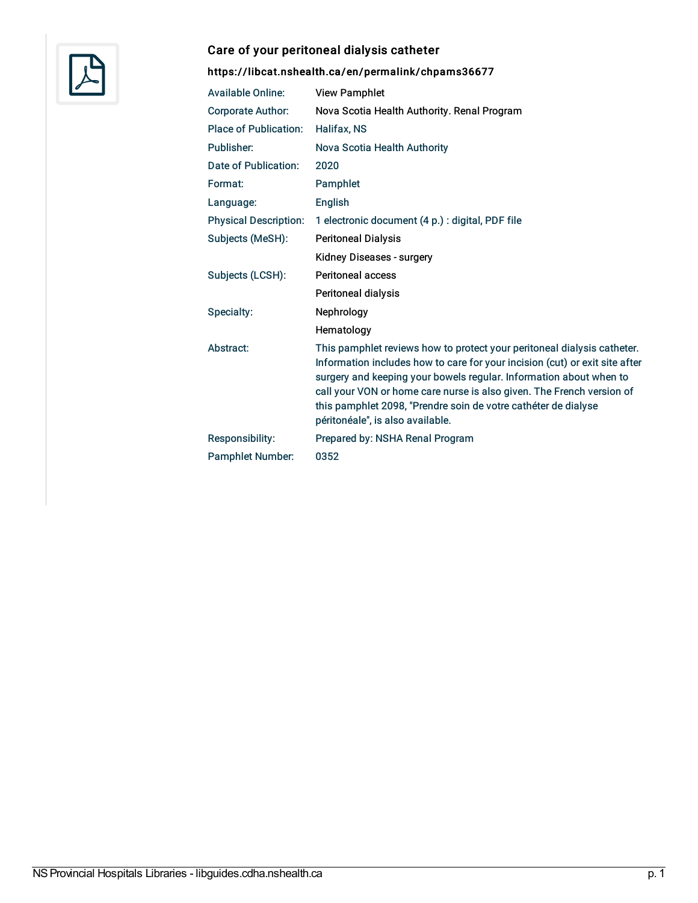# Care of your peritoneal dialysis catheter

**https://libcat.nshealth.ca/en/permalink/chpams36677**

| | |
|---|---|
| Available Online: | View Pamphlet |
| Corporate Author: | Nova Scotia Health Authority. Renal Program |
| Place of Publication: | Halifax, NS |
| Publisher: | Nova Scotia Health Authority |
| Date of Publication: | 2020 |
| Format: | Pamphlet |
| Language: | English |
| Physical Description: | 1 electronic document (4 p.) : digital, PDF file |
| Subjects (MeSH): | Peritoneal Dialysis |
| | Kidney Diseases - surgery |
| Subjects (LCSH): | Peritoneal access |
| | Peritoneal dialysis |
| Specialty: | Nephrology |
| | Hematology |
| Abstract: | This pamphlet reviews how to protect your peritoneal dialysis catheter. Information includes how to care for your incision (cut) or exit site after surgery and keeping your bowels regular. Information about when to call your VON or home care nurse is also given. The French version of this pamphlet 2098, "Prendre soin de votre cathéter de dialyse péritonéale", is also available. |
| Responsibility: | Prepared by: NSHA Renal Program |
| Pamphlet Number: | 0352 |

NS Provincial Hospitals Libraries - libguides.cdha.nshealth.ca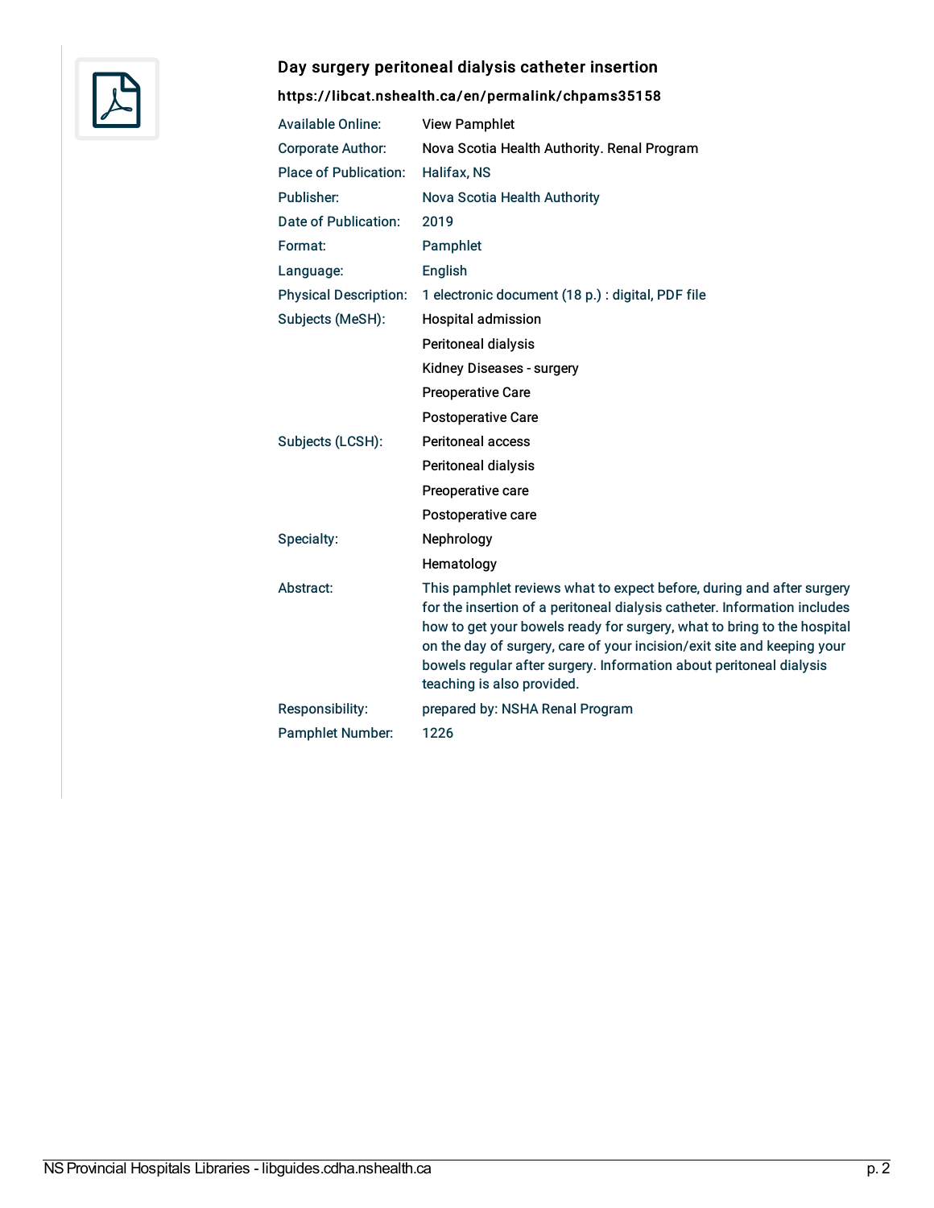## Day surgery peritoneal dialysis catheter insertion

**https://libcat.nshealth.ca/en/permalink/chpams35158**

| | |
|---|---|
| Available Online: | View Pamphlet |
| Corporate Author: | Nova Scotia Health Authority. Renal Program |
| Place of Publication: | Halifax, NS |
| Publisher: | Nova Scotia Health Authority |
| Date of Publication: | 2019 |
| Format: | Pamphlet |
| Language: | English |
| Physical Description: | 1 electronic document (18 p.) : digital, PDF file |
| Subjects (MeSH): | Hospital admission<br>Peritoneal dialysis<br>Kidney Diseases - surgery<br>Preoperative Care<br>Postoperative Care |
| Subjects (LCSH): | Peritoneal access<br>Peritoneal dialysis<br>Preoperative care<br>Postoperative care |
| Specialty: | Nephrology<br>Hematology |
| Abstract: | This pamphlet reviews what to expect before, during and after surgery for the insertion of a peritoneal dialysis catheter. Information includes how to get your bowels ready for surgery, what to bring to the hospital on the day of surgery, care of your incision/exit site and keeping your bowels regular after surgery. Information about peritoneal dialysis teaching is also provided. |
| Responsibility: | prepared by: NSHA Renal Program |
| Pamphlet Number: | 1226 |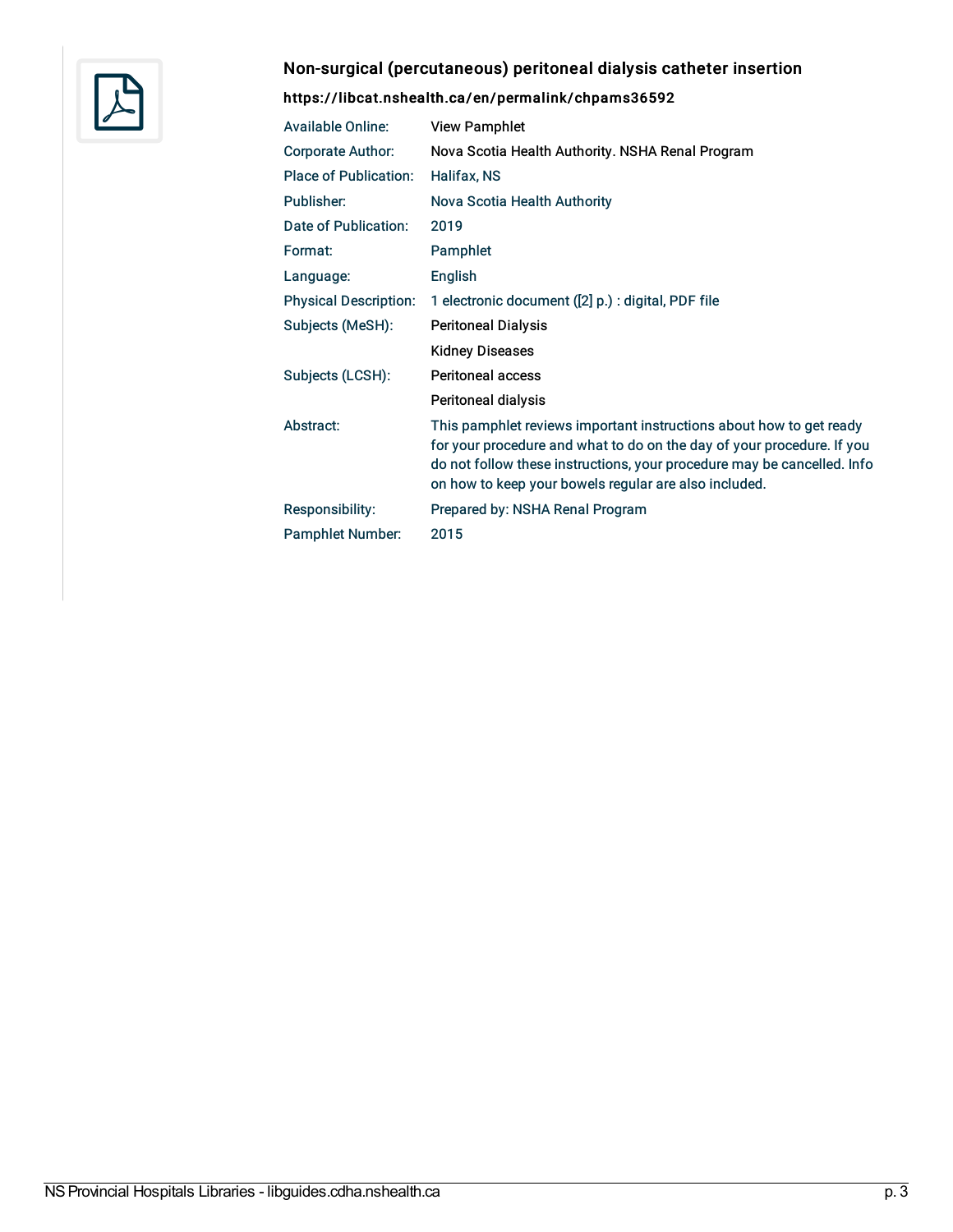## Non-surgical (percutaneous) peritoneal dialysis catheter insertion

**https://libcat.nshealth.ca/en/permalink/chpams36592**

| | |
|---|---|
| Available Online: | View Pamphlet |
| Corporate Author: | Nova Scotia Health Authority. NSHA Renal Program |
| Place of Publication: | Halifax, NS |
| Publisher: | Nova Scotia Health Authority |
| Date of Publication: | 2019 |
| Format: | Pamphlet |
| Language: | English |
| Physical Description: | 1 electronic document ([2] p.) : digital, PDF file |
| Subjects (MeSH): | Peritoneal Dialysis |
| | Kidney Diseases |
| Subjects (LCSH): | Peritoneal access |
| | Peritoneal dialysis |
| Abstract: | This pamphlet reviews important instructions about how to get ready for your procedure and what to do on the day of your procedure. If you do not follow these instructions, your procedure may be cancelled. Info on how to keep your bowels regular are also included. |
| Responsibility: | Prepared by: NSHA Renal Program |
| Pamphlet Number: | 2015 |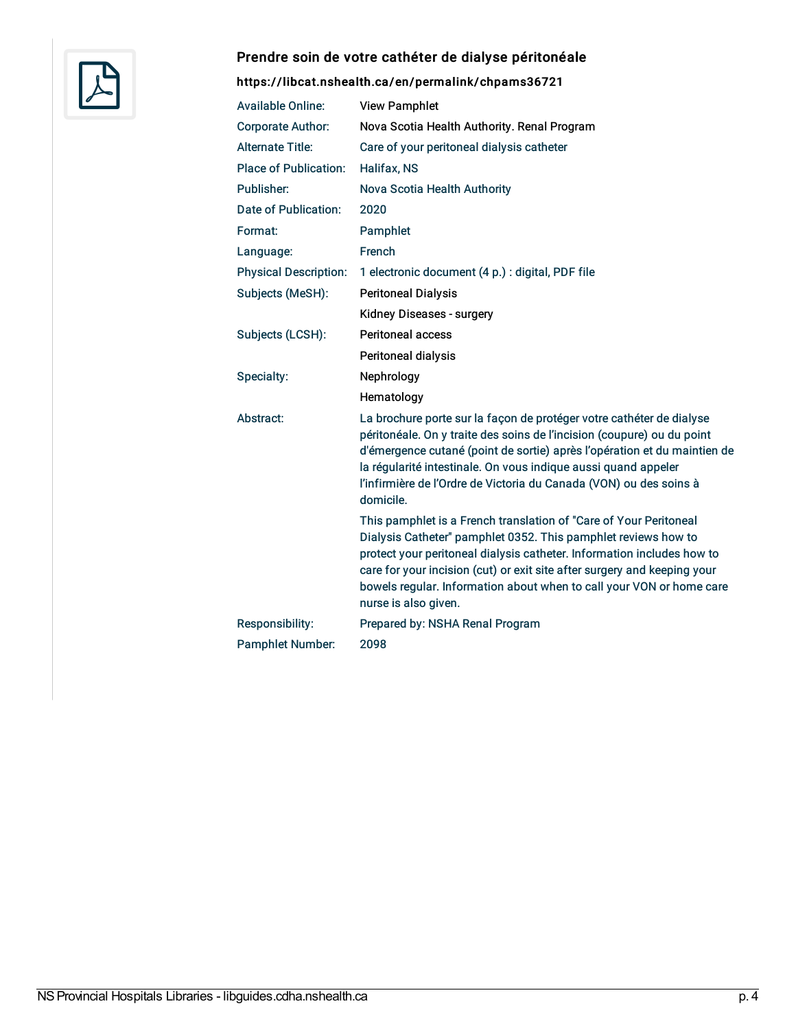### Prendre soin de votre cathéter de dialyse péritonéale

**https://libcat.nshealth.ca/en/permalink/chpams36721**

| | |
|---|---|
| Available Online: | View Pamphlet |
| Corporate Author: | Nova Scotia Health Authority. Renal Program |
| Alternate Title: | Care of your peritoneal dialysis catheter |
| Place of Publication: | Halifax, NS |
| Publisher: | Nova Scotia Health Authority |
| Date of Publication: | 2020 |
| Format: | Pamphlet |
| Language: | French |
| Physical Description: | 1 electronic document (4 p.) : digital, PDF file |
| Subjects (MeSH): | Peritoneal Dialysis |
| | Kidney Diseases - surgery |
| Subjects (LCSH): | Peritoneal access |
| | Peritoneal dialysis |
| Specialty: | Nephrology |
| | Hematology |
| Abstract: | La brochure porte sur la façon de protéger votre cathéter de dialyse péritonéale. On y traite des soins de l'incision (coupure) ou du point d'émergence cutané (point de sortie) après l'opération et du maintien de la régularité intestinale. On vous indique aussi quand appeler l'infirmière de l'Ordre de Victoria du Canada (VON) ou des soins à domicile. |
| | This pamphlet is a French translation of "Care of Your Peritoneal Dialysis Catheter" pamphlet 0352. This pamphlet reviews how to protect your peritoneal dialysis catheter. Information includes how to care for your incision (cut) or exit site after surgery and keeping your bowels regular. Information about when to call your VON or home care nurse is also given. |
| Responsibility: | Prepared by: NSHA Renal Program |
| Pamphlet Number: | 2098 |